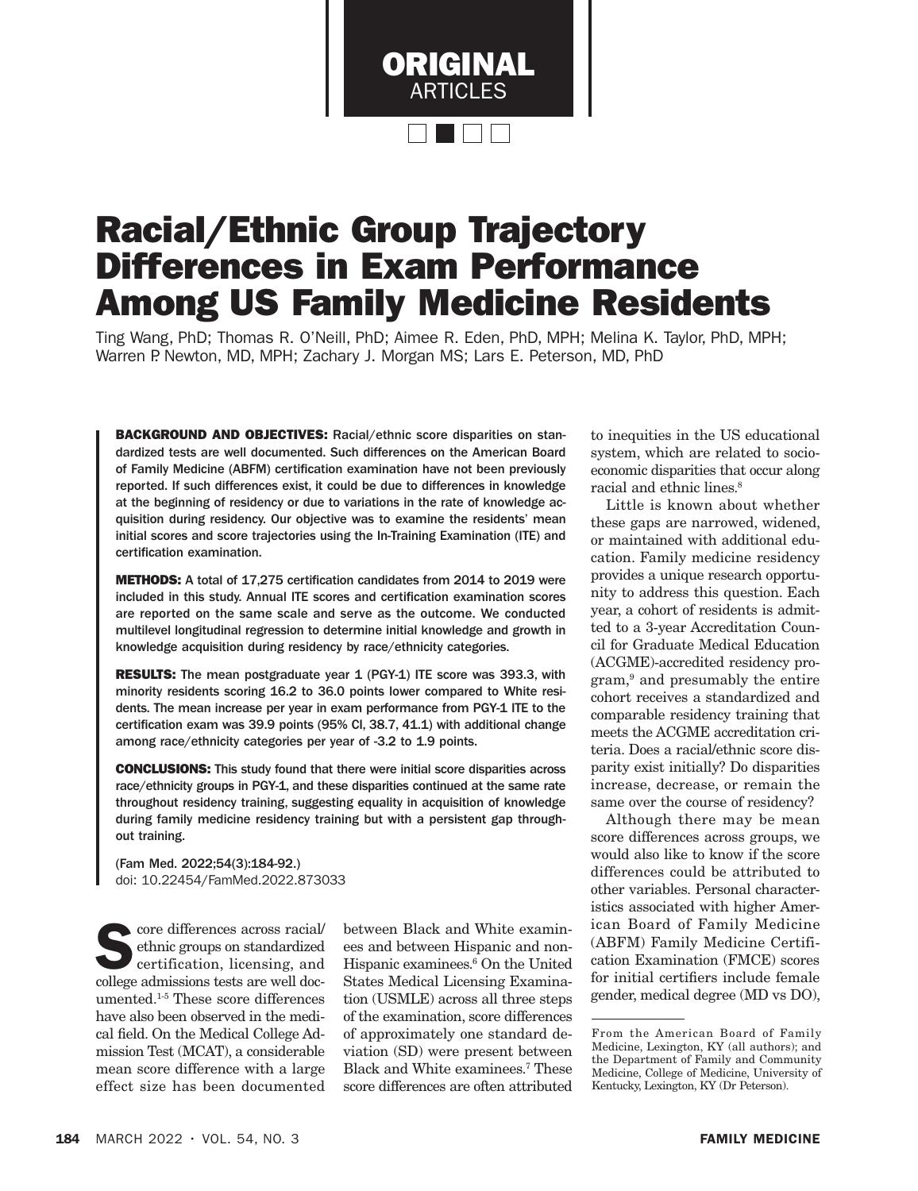ORIGINAL ARTICLES

# Racial/Ethnic Group Trajectory Differences in Exam Performance Among US Family Medicine Residents

Ting Wang, PhD; Thomas R. O'Neill, PhD; Aimee R. Eden, PhD, MPH; Melina K. Taylor, PhD, MPH; Warren P. Newton, MD, MPH; Zachary J. Morgan MS; Lars E. Peterson, MD, PhD

**BACKGROUND AND OBJECTIVES:** Racial/ethnic score disparities on standardized tests are well documented. Such differences on the American Board of Family Medicine (ABFM) certification examination have not been previously reported. If such differences exist, it could be due to differences in knowledge at the beginning of residency or due to variations in the rate of knowledge acquisition during residency. Our objective was to examine the residents' mean initial scores and score trajectories using the In-Training Examination (ITE) and certification examination.

**METHODS:** A total of 17,275 certification candidates from 2014 to 2019 were included in this study. Annual ITE scores and certification examination scores are reported on the same scale and serve as the outcome. We conducted multilevel longitudinal regression to determine initial knowledge and growth in knowledge acquisition during residency by race/ethnicity categories.

**RESULTS:** The mean postgraduate year 1 (PGY-1) ITE score was 393.3, with minority residents scoring 16.2 to 36.0 points lower compared to White residents. The mean increase per year in exam performance from PGY-1 ITE to the certification exam was 39.9 points (95% CI, 38.7, 41.1) with additional change among race/ethnicity categories per year of -3.2 to 1.9 points.

**CONCLUSIONS:** This study found that there were initial score disparities across race/ethnicity groups in PGY-1, and these disparities continued at the same rate throughout residency training, suggesting equality in acquisition of knowledge during family medicine residency training but with a persistent gap throughout training.

(Fam Med. 2022;54(3):184-92.)
doi: 10.22454/FamMed.2022.873033

Score differences across racial/ethnic groups on standardized certification, licensing, and college admissions tests are well documented.[1-5] These score differences have also been observed in the medical field. On the Medical College Admission Test (MCAT), a considerable mean score difference with a large effect size has been documented between Black and White examinees and between Hispanic and non-Hispanic examinees.[6] On the United States Medical Licensing Examination (USMLE) across all three steps of the examination, score differences of approximately one standard deviation (SD) were present between Black and White examinees.[7] These score differences are often attributed to inequities in the US educational system, which are related to socioeconomic disparities that occur along racial and ethnic lines.[8]

Little is known about whether these gaps are narrowed, widened, or maintained with additional education. Family medicine residency provides a unique research opportunity to address this question. Each year, a cohort of residents is admitted to a 3-year Accreditation Council for Graduate Medical Education (ACGME)-accredited residency program,[9] and presumably the entire cohort receives a standardized and comparable residency training that meets the ACGME accreditation criteria. Does a racial/ethnic score disparity exist initially? Do disparities increase, decrease, or remain the same over the course of residency?

Although there may be mean score differences across groups, we would also like to know if the score differences could be attributed to other variables. Personal characteristics associated with higher American Board of Family Medicine (ABFM) Family Medicine Certification Examination (FMCE) scores for initial certifiers include female gender, medical degree (MD vs DO),

From the American Board of Family Medicine, Lexington, KY (all authors); and the Department of Family and Community Medicine, College of Medicine, University of Kentucky, Lexington, KY (Dr Peterson).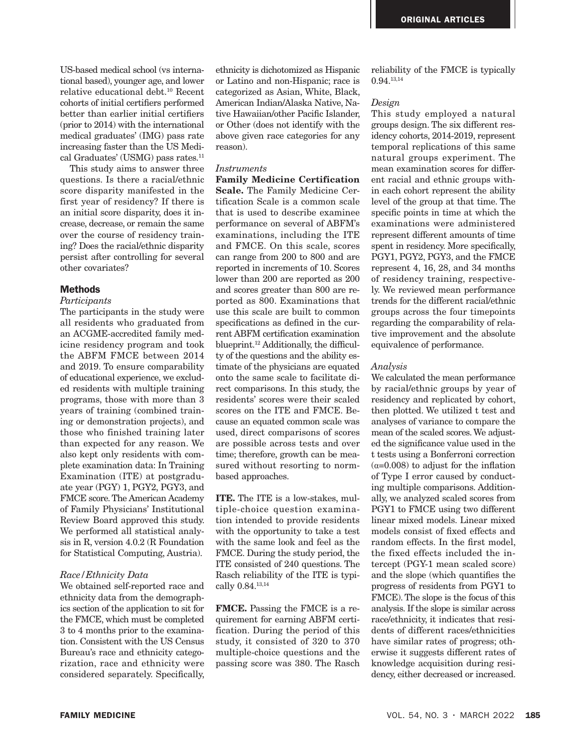US-based medical school (vs international based), younger age, and lower relative educational debt.[10] Recent cohorts of initial certifiers performed better than earlier initial certifiers (prior to 2014) with the international medical graduates' (IMG) pass rate increasing faster than the US Medical Graduates' (USMG) pass rates.[11]

This study aims to answer three questions. Is there a racial/ethnic score disparity manifested in the first year of residency? If there is an initial score disparity, does it increase, decrease, or remain the same over the course of residency training? Does the racial/ethnic disparity persist after controlling for several other covariates?

## Methods

### *Participants*

The participants in the study were all residents who graduated from an ACGME-accredited family medicine residency program and took the ABFM FMCE between 2014 and 2019. To ensure comparability of educational experience, we excluded residents with multiple training programs, those with more than 3 years of training (combined training or demonstration projects), and those who finished training later than expected for any reason. We also kept only residents with complete examination data: In Training Examination (ITE) at postgraduate year (PGY) 1, PGY2, PGY3, and FMCE score. The American Academy of Family Physicians' Institutional Review Board approved this study. We performed all statistical analysis in R, version 4.0.2 (R Foundation for Statistical Computing, Austria).

### *Race/Ethnicity Data*

We obtained self-reported race and ethnicity data from the demographics section of the application to sit for the FMCE, which must be completed 3 to 4 months prior to the examination. Consistent with the US Census Bureau's race and ethnicity categorization, race and ethnicity were considered separately. Specifically, ethnicity is dichotomized as Hispanic or Latino and non-Hispanic; race is categorized as Asian, White, Black, American Indian/Alaska Native, Native Hawaiian/other Pacific Islander, or Other (does not identify with the above given race categories for any reason).

### *Instruments*

**Family Medicine Certification Scale.** The Family Medicine Certification Scale is a common scale that is used to describe examinee performance on several of ABFM's examinations, including the ITE and FMCE. On this scale, scores can range from 200 to 800 and are reported in increments of 10. Scores lower than 200 are reported as 200 and scores greater than 800 are reported as 800. Examinations that use this scale are built to common specifications as defined in the current ABFM certification examination blueprint.[12] Additionally, the difficulty of the questions and the ability estimate of the physicians are equated onto the same scale to facilitate direct comparisons. In this study, the residents' scores were their scaled scores on the ITE and FMCE. Because an equated common scale was used, direct comparisons of scores are possible across tests and over time; therefore, growth can be measured without resorting to norm-based approaches.

**ITE.** The ITE is a low-stakes, multiple-choice question examination intended to provide residents with the opportunity to take a test with the same look and feel as the FMCE. During the study period, the ITE consisted of 240 questions. The Rasch reliability of the ITE is typically 0.84.[13,14]

**FMCE.** Passing the FMCE is a requirement for earning ABFM certification. During the period of this study, it consisted of 320 to 370 multiple-choice questions and the passing score was 380. The Rasch reliability of the FMCE is typically 0.94.[13,14]

### *Design*

This study employed a natural groups design. The six different residency cohorts, 2014-2019, represent temporal replications of this same natural groups experiment. The mean examination scores for different racial and ethnic groups within each cohort represent the ability level of the group at that time. The specific points in time at which the examinations were administered represent different amounts of time spent in residency. More specifically, PGY1, PGY2, PGY3, and the FMCE represent 4, 16, 28, and 34 months of residency training, respectively. We reviewed mean performance trends for the different racial/ethnic groups across the four timepoints regarding the comparability of relative improvement and the absolute equivalence of performance.

### *Analysis*

We calculated the mean performance by racial/ethnic groups by year of residency and replicated by cohort, then plotted. We utilized t test and analyses of variance to compare the mean of the scaled scores. We adjusted the significance value used in the t tests using a Bonferroni correction ($\alpha$=0.008) to adjust for the inflation of Type I error caused by conducting multiple comparisons. Additionally, we analyzed scaled scores from PGY1 to FMCE using two different linear mixed models. Linear mixed models consist of fixed effects and random effects. In the first model, the fixed effects included the intercept (PGY-1 mean scaled score) and the slope (which quantifies the progress of residents from PGY1 to FMCE). The slope is the focus of this analysis. If the slope is similar across race/ethnicity, it indicates that residents of different races/ethnicities have similar rates of progress; otherwise it suggests different rates of knowledge acquisition during residency, either decreased or increased.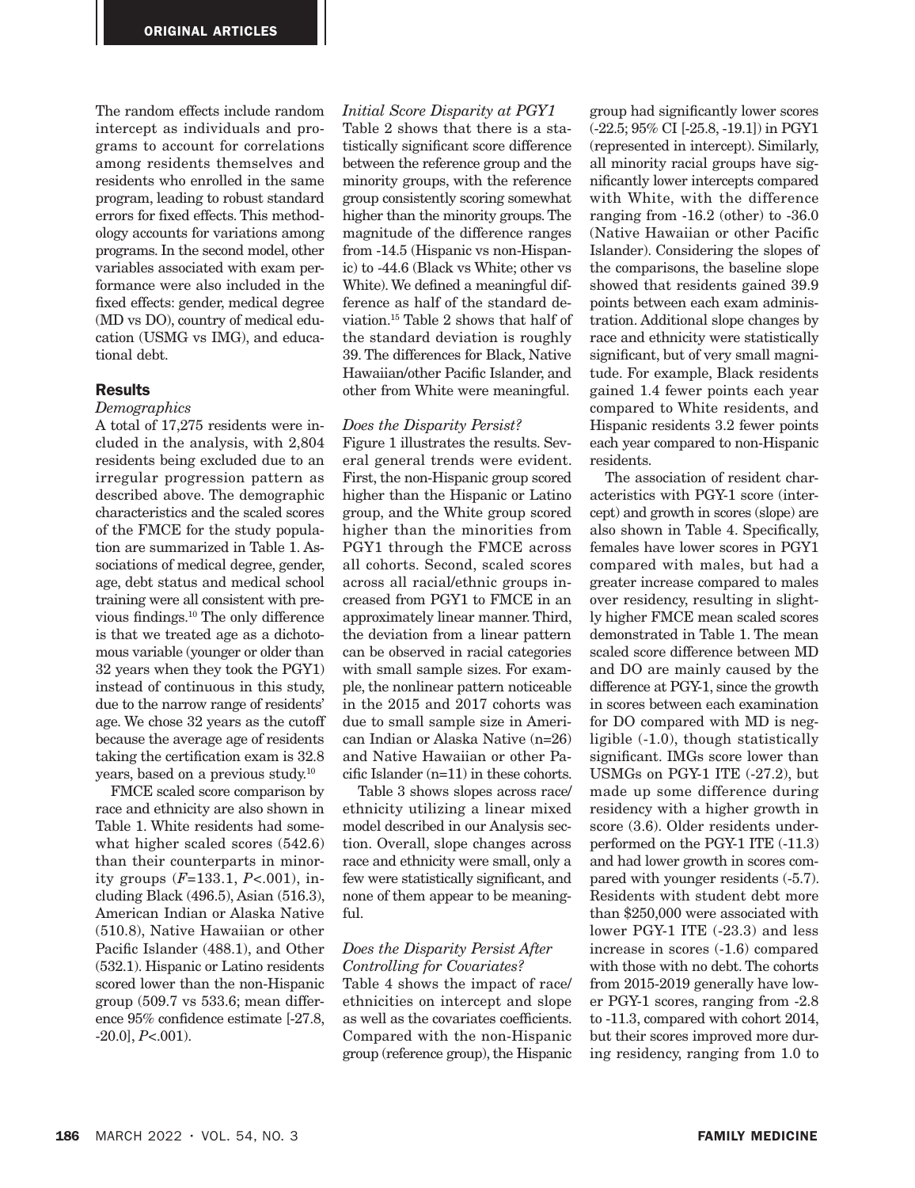The random effects include random intercept as individuals and programs to account for correlations among residents themselves and residents who enrolled in the same program, leading to robust standard errors for fixed effects. This methodology accounts for variations among programs. In the second model, other variables associated with exam performance were also included in the fixed effects: gender, medical degree (MD vs DO), country of medical education (USMG vs IMG), and educational debt.

## Results

### *Demographics*

A total of 17,275 residents were included in the analysis, with 2,804 residents being excluded due to an irregular progression pattern as described above. The demographic characteristics and the scaled scores of the FMCE for the study population are summarized in Table 1. Associations of medical degree, gender, age, debt status and medical school training were all consistent with previous findings.[10] The only difference is that we treated age as a dichotomous variable (younger or older than 32 years when they took the PGY1) instead of continuous in this study, due to the narrow range of residents' age. We chose 32 years as the cutoff because the average age of residents taking the certification exam is 32.8 years, based on a previous study.[10]

FMCE scaled score comparison by race and ethnicity are also shown in Table 1. White residents had somewhat higher scaled scores (542.6) than their counterparts in minority groups ($F$=133.1, $P$<.001), including Black (496.5), Asian (516.3), American Indian or Alaska Native (510.8), Native Hawaiian or other Pacific Islander (488.1), and Other (532.1). Hispanic or Latino residents scored lower than the non-Hispanic group (509.7 vs 533.6; mean difference 95% confidence estimate [-27.8, -20.0], $P$<.001).

### *Initial Score Disparity at PGY1*

Table 2 shows that there is a statistically significant score difference between the reference group and the minority groups, with the reference group consistently scoring somewhat higher than the minority groups. The magnitude of the difference ranges from -14.5 (Hispanic vs non-Hispanic) to -44.6 (Black vs White; other vs White). We defined a meaningful difference as half of the standard deviation.[15] Table 2 shows that half of the standard deviation is roughly 39. The differences for Black, Native Hawaiian/other Pacific Islander, and other from White were meaningful.

### *Does the Disparity Persist?*

Figure 1 illustrates the results. Several general trends were evident. First, the non-Hispanic group scored higher than the Hispanic or Latino group, and the White group scored higher than the minorities from PGY1 through the FMCE across all cohorts. Second, scaled scores across all racial/ethnic groups increased from PGY1 to FMCE in an approximately linear manner. Third, the deviation from a linear pattern can be observed in racial categories with small sample sizes. For example, the nonlinear pattern noticeable in the 2015 and 2017 cohorts was due to small sample size in American Indian or Alaska Native (n=26) and Native Hawaiian or other Pacific Islander (n=11) in these cohorts.

Table 3 shows slopes across race/ethnicity utilizing a linear mixed model described in our Analysis section. Overall, slope changes across race and ethnicity were small, only a few were statistically significant, and none of them appear to be meaningful.

### *Does the Disparity Persist After Controlling for Covariates?*

Table 4 shows the impact of race/ethnicities on intercept and slope as well as the covariates coefficients. Compared with the non-Hispanic group (reference group), the Hispanic group had significantly lower scores (-22.5; 95% CI [-25.8, -19.1]) in PGY1 (represented in intercept). Similarly, all minority racial groups have significantly lower intercepts compared with White, with the difference ranging from -16.2 (other) to -36.0 (Native Hawaiian or other Pacific Islander). Considering the slopes of the comparisons, the baseline slope showed that residents gained 39.9 points between each exam administration. Additional slope changes by race and ethnicity were statistically significant, but of very small magnitude. For example, Black residents gained 1.4 fewer points each year compared to White residents, and Hispanic residents 3.2 fewer points each year compared to non-Hispanic residents.

The association of resident characteristics with PGY-1 score (intercept) and growth in scores (slope) are also shown in Table 4. Specifically, females have lower scores in PGY1 compared with males, but had a greater increase compared to males over residency, resulting in slightly higher FMCE mean scaled scores demonstrated in Table 1. The mean scaled score difference between MD and DO are mainly caused by the difference at PGY-1, since the growth in scores between each examination for DO compared with MD is negligible (-1.0), though statistically significant. IMGs score lower than USMGs on PGY-1 ITE (-27.2), but made up some difference during residency with a higher growth in score (3.6). Older residents underperformed on the PGY-1 ITE (-11.3) and had lower growth in scores compared with younger residents (-5.7). Residents with student debt more than $250,000 were associated with lower PGY-1 ITE (-23.3) and less increase in scores (-1.6) compared with those with no debt. The cohorts from 2015-2019 generally have lower PGY-1 scores, ranging from -2.8 to -11.3, compared with cohort 2014, but their scores improved more during residency, ranging from 1.0 to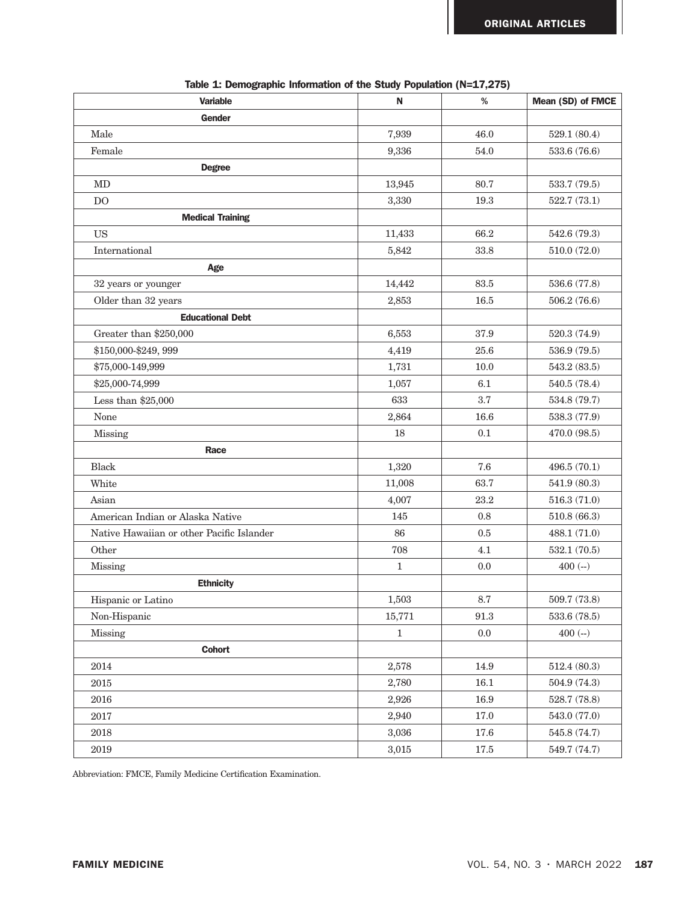**Table 1: Demographic Information of the Study Population (N=17,275)**

| Variable | N | % | Mean (SD) of FMCE |
|---|---|---|---|
| **Gender** | | | |
| Male | 7,939 | 46.0 | 529.1 (80.4) |
| Female | 9,336 | 54.0 | 533.6 (76.6) |
| **Degree** | | | |
| MD | 13,945 | 80.7 | 533.7 (79.5) |
| DO | 3,330 | 19.3 | 522.7 (73.1) |
| **Medical Training** | | | |
| US | 11,433 | 66.2 | 542.6 (79.3) |
| International | 5,842 | 33.8 | 510.0 (72.0) |
| **Age** | | | |
| 32 years or younger | 14,442 | 83.5 | 536.6 (77.8) |
| Older than 32 years | 2,853 | 16.5 | 506.2 (76.6) |
| **Educational Debt** | | | |
| Greater than $250,000 | 6,553 | 37.9 | 520.3 (74.9) |
| $150,000-$249, 999 | 4,419 | 25.6 | 536.9 (79.5) |
| $75,000-149,999 | 1,731 | 10.0 | 543.2 (83.5) |
| $25,000-74,999 | 1,057 | 6.1 | 540.5 (78.4) |
| Less than $25,000 | 633 | 3.7 | 534.8 (79.7) |
| None | 2,864 | 16.6 | 538.3 (77.9) |
| Missing | 18 | 0.1 | 470.0 (98.5) |
| **Race** | | | |
| Black | 1,320 | 7.6 | 496.5 (70.1) |
| White | 11,008 | 63.7 | 541.9 (80.3) |
| Asian | 4,007 | 23.2 | 516.3 (71.0) |
| American Indian or Alaska Native | 145 | 0.8 | 510.8 (66.3) |
| Native Hawaiian or other Pacific Islander | 86 | 0.5 | 488.1 (71.0) |
| Other | 708 | 4.1 | 532.1 (70.5) |
| Missing | 1 | 0.0 | 400 (--) |
| **Ethnicity** | | | |
| Hispanic or Latino | 1,503 | 8.7 | 509.7 (73.8) |
| Non-Hispanic | 15,771 | 91.3 | 533.6 (78.5) |
| Missing | 1 | 0.0 | 400 (--) |
| **Cohort** | | | |
| 2014 | 2,578 | 14.9 | 512.4 (80.3) |
| 2015 | 2,780 | 16.1 | 504.9 (74.3) |
| 2016 | 2,926 | 16.9 | 528.7 (78.8) |
| 2017 | 2,940 | 17.0 | 543.0 (77.0) |
| 2018 | 3,036 | 17.6 | 545.8 (74.7) |
| 2019 | 3,015 | 17.5 | 549.7 (74.7) |

Abbreviation: FMCE, Family Medicine Certification Examination.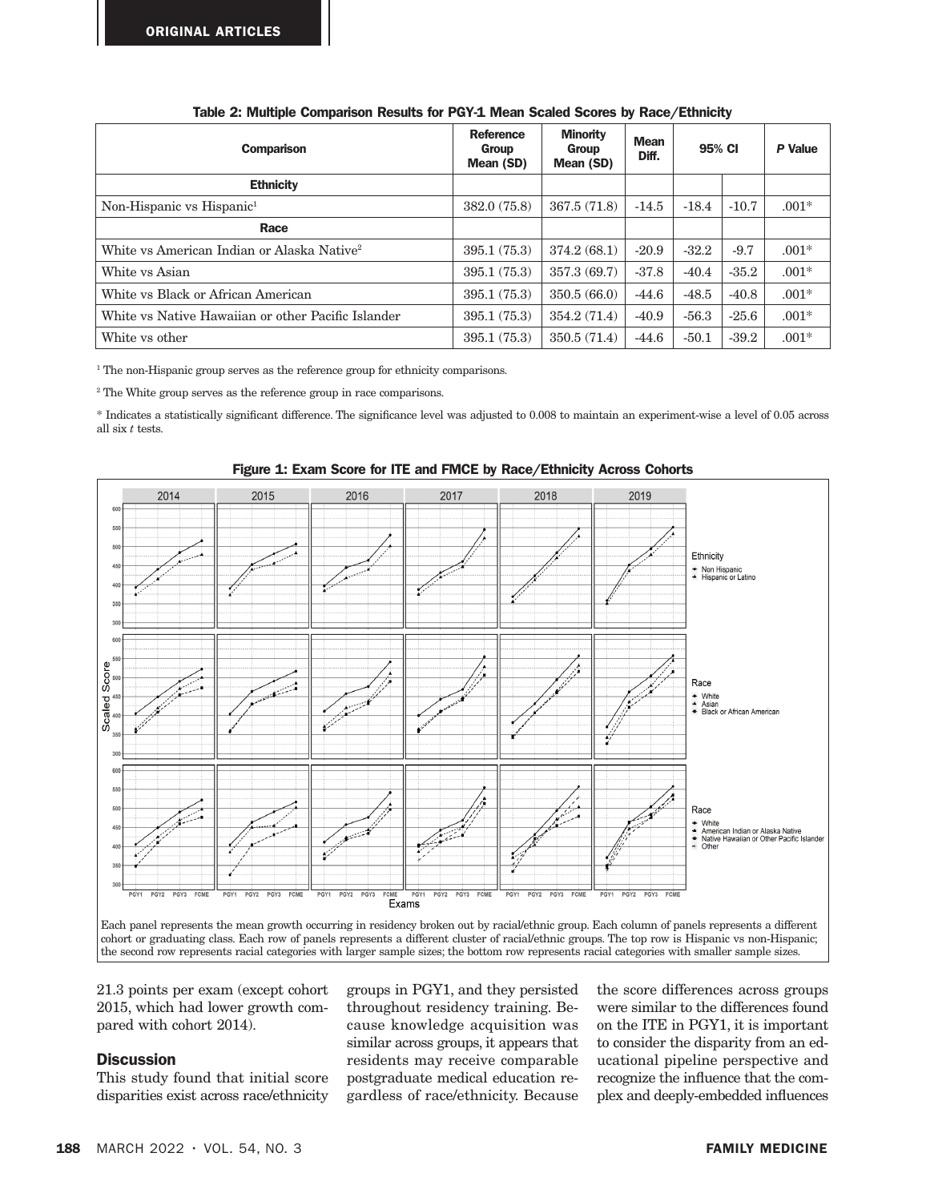Table 2: Multiple Comparison Results for PGY-1 Mean Scaled Scores by Race/Ethnicity

| Comparison | Reference Group Mean (SD) | Minority Group Mean (SD) | Mean Diff. | 95% CI | | *P* Value |
|---|---|---|---|---|---|---|
| **Ethnicity** | | | | | | |
| Non-Hispanic vs Hispanic[1] | 382.0 (75.8) | 367.5 (71.8) | -14.5 | -18.4 | -10.7 | .001* |
| **Race** | | | | | | |
| White vs American Indian or Alaska Native[2] | 395.1 (75.3) | 374.2 (68.1) | -20.9 | -32.2 | -9.7 | .001* |
| White vs Asian | 395.1 (75.3) | 357.3 (69.7) | -37.8 | -40.4 | -35.2 | .001* |
| White vs Black or African American | 395.1 (75.3) | 350.5 (66.0) | -44.6 | -48.5 | -40.8 | .001* |
| White vs Native Hawaiian or other Pacific Islander | 395.1 (75.3) | 354.2 (71.4) | -40.9 | -56.3 | -25.6 | .001* |
| White vs other | 395.1 (75.3) | 350.5 (71.4) | -44.6 | -50.1 | -39.2 | .001* |

[1] The non-Hispanic group serves as the reference group for ethnicity comparisons.

[2] The White group serves as the reference group in race comparisons.

* Indicates a statistically significant difference. The significance level was adjusted to 0.008 to maintain an experiment-wise a level of 0.05 across all six *t* tests.

Figure 1: Exam Score for ITE and FMCE by Race/Ethnicity Across Cohorts

Each panel represents the mean growth occurring in residency broken out by racial/ethnic group. Each column of panels represents a different cohort or graduating class. Each row of panels represents a different cluster of racial/ethnic groups. The top row is Hispanic vs non-Hispanic; the second row represents racial categories with larger sample sizes; the bottom row represents racial categories with smaller sample sizes.

21.3 points per exam (except cohort 2015, which had lower growth compared with cohort 2014).

## Discussion

This study found that initial score disparities exist across race/ethnicity groups in PGY1, and they persisted throughout residency training. Because knowledge acquisition was similar across groups, it appears that residents may receive comparable postgraduate medical education regardless of race/ethnicity. Because the score differences across groups were similar to the differences found on the ITE in PGY1, it is important to consider the disparity from an educational pipeline perspective and recognize the influence that the complex and deeply-embedded influences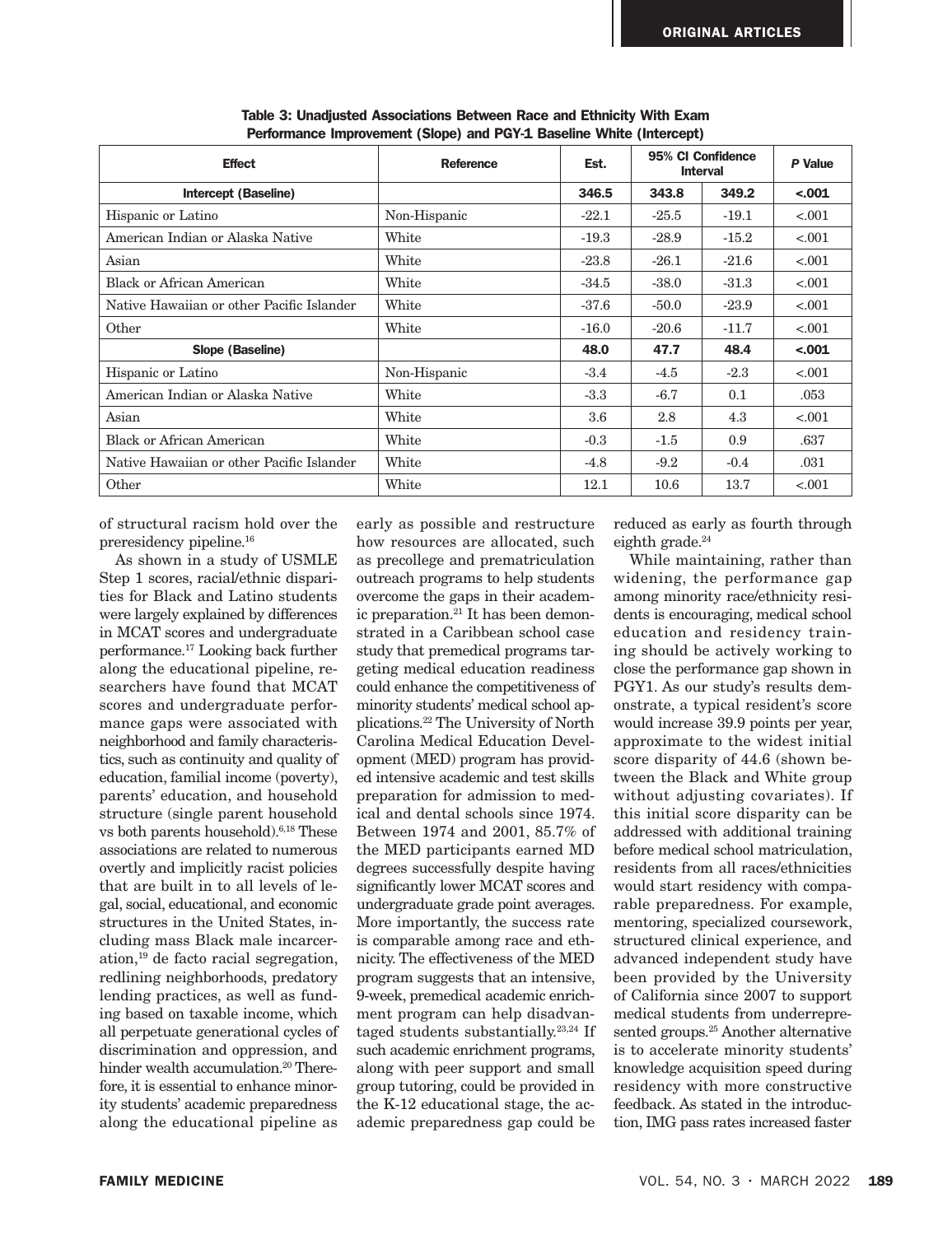**Table 3: Unadjusted Associations Between Race and Ethnicity With Exam Performance Improvement (Slope) and PGY-1 Baseline White (Intercept)**

| Effect | Reference | Est. | 95% CI Confidence Interval | | *P* Value |
|---|---|---|---|---|---|
| **Intercept (Baseline)** | | **346.5** | **343.8** | **349.2** | **<.001** |
| Hispanic or Latino | Non-Hispanic | -22.1 | -25.5 | -19.1 | <.001 |
| American Indian or Alaska Native | White | -19.3 | -28.9 | -15.2 | <.001 |
| Asian | White | -23.8 | -26.1 | -21.6 | <.001 |
| Black or African American | White | -34.5 | -38.0 | -31.3 | <.001 |
| Native Hawaiian or other Pacific Islander | White | -37.6 | -50.0 | -23.9 | <.001 |
| Other | White | -16.0 | -20.6 | -11.7 | <.001 |
| **Slope (Baseline)** | | **48.0** | **47.7** | **48.4** | **<.001** |
| Hispanic or Latino | Non-Hispanic | -3.4 | -4.5 | -2.3 | <.001 |
| American Indian or Alaska Native | White | -3.3 | -6.7 | 0.1 | .053 |
| Asian | White | 3.6 | 2.8 | 4.3 | <.001 |
| Black or African American | White | -0.3 | -1.5 | 0.9 | .637 |
| Native Hawaiian or other Pacific Islander | White | -4.8 | -9.2 | -0.4 | .031 |
| Other | White | 12.1 | 10.6 | 13.7 | <.001 |

of structural racism hold over the preresidency pipeline.[16]

As shown in a study of USMLE Step 1 scores, racial/ethnic disparities for Black and Latino students were largely explained by differences in MCAT scores and undergraduate performance.[17] Looking back further along the educational pipeline, researchers have found that MCAT scores and undergraduate performance gaps were associated with neighborhood and family characteristics, such as continuity and quality of education, familial income (poverty), parents' education, and household structure (single parent household vs both parents household).[6,18] These associations are related to numerous overtly and implicitly racist policies that are built in to all levels of legal, social, educational, and economic structures in the United States, including mass Black male incarceration,[19] de facto racial segregation, redlining neighborhoods, predatory lending practices, as well as funding based on taxable income, which all perpetuate generational cycles of discrimination and oppression, and hinder wealth accumulation.[20] Therefore, it is essential to enhance minority students' academic preparedness along the educational pipeline as early as possible and restructure how resources are allocated, such as precollege and prematriculation outreach programs to help students overcome the gaps in their academic preparation.[21] It has been demonstrated in a Caribbean school case study that premedical programs targeting medical education readiness could enhance the competitiveness of minority students' medical school applications.[22] The University of North Carolina Medical Education Development (MED) program has provided intensive academic and test skills preparation for admission to medical and dental schools since 1974. Between 1974 and 2001, 85.7% of the MED participants earned MD degrees successfully despite having significantly lower MCAT scores and undergraduate grade point averages. More importantly, the success rate is comparable among race and ethnicity. The effectiveness of the MED program suggests that an intensive, 9-week, premedical academic enrichment program can help disadvantaged students substantially.[23,24] If such academic enrichment programs, along with peer support and small group tutoring, could be provided in the K-12 educational stage, the academic preparedness gap could be reduced as early as fourth through eighth grade.[24]

While maintaining, rather than widening, the performance gap among minority race/ethnicity residents is encouraging, medical school education and residency training should be actively working to close the performance gap shown in PGY1. As our study's results demonstrate, a typical resident's score would increase 39.9 points per year, approximate to the widest initial score disparity of 44.6 (shown between the Black and White group without adjusting covariates). If this initial score disparity can be addressed with additional training before medical school matriculation, residents from all races/ethnicities would start residency with comparable preparedness. For example, mentoring, specialized coursework, structured clinical experience, and advanced independent study have been provided by the University of California since 2007 to support medical students from underrepresented groups.[25] Another alternative is to accelerate minority students' knowledge acquisition speed during residency with more constructive feedback. As stated in the introduction, IMG pass rates increased faster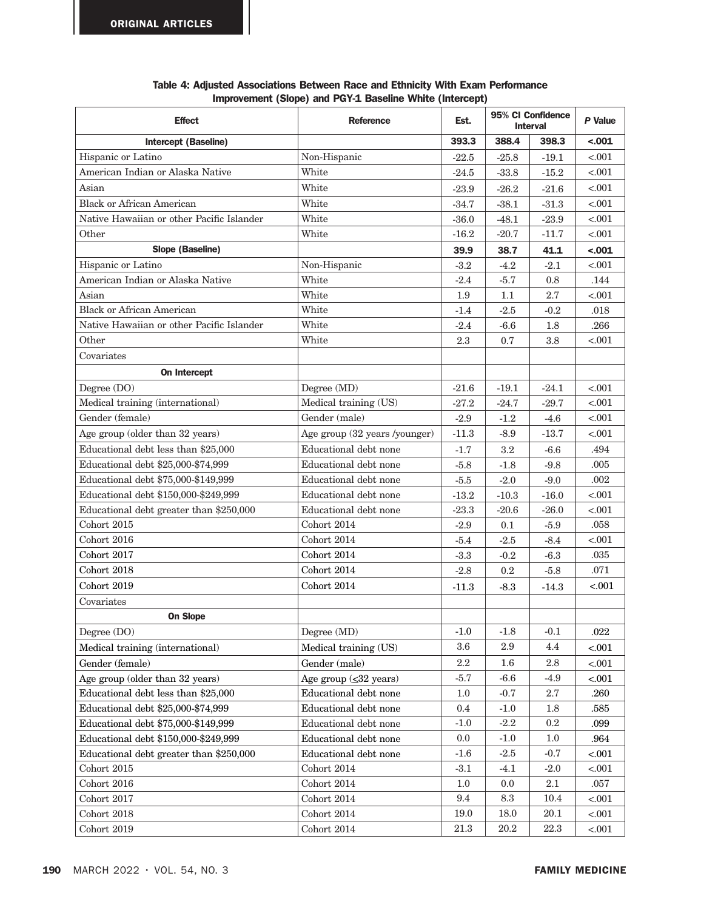**Table 4: Adjusted Associations Between Race and Ethnicity With Exam Performance Improvement (Slope) and PGY-1 Baseline White (Intercept)**

| Effect | Reference | Est. | 95% CI Confidence Interval | | *P* Value |
|---|---|---|---|---|---|
| **Intercept (Baseline)** | | **393.3** | **388.4** | **398.3** | **<.001** |
| Hispanic or Latino | Non-Hispanic | -22.5 | -25.8 | -19.1 | <.001 |
| American Indian or Alaska Native | White | -24.5 | -33.8 | -15.2 | <.001 |
| Asian | White | -23.9 | -26.2 | -21.6 | <.001 |
| Black or African American | White | -34.7 | -38.1 | -31.3 | <.001 |
| Native Hawaiian or other Pacific Islander | White | -36.0 | -48.1 | -23.9 | <.001 |
| Other | White | -16.2 | -20.7 | -11.7 | <.001 |
| **Slope (Baseline)** | | **39.9** | **38.7** | **41.1** | **<.001** |
| Hispanic or Latino | Non-Hispanic | -3.2 | -4.2 | -2.1 | <.001 |
| American Indian or Alaska Native | White | -2.4 | -5.7 | 0.8 | .144 |
| Asian | White | 1.9 | 1.1 | 2.7 | <.001 |
| Black or African American | White | -1.4 | -2.5 | -0.2 | .018 |
| Native Hawaiian or other Pacific Islander | White | -2.4 | -6.6 | 1.8 | .266 |
| Other | White | 2.3 | 0.7 | 3.8 | <.001 |
| Covariates | | | | | |
| **On Intercept** | | | | | |
| Degree (DO) | Degree (MD) | -21.6 | -19.1 | -24.1 | <.001 |
| Medical training (international) | Medical training (US) | -27.2 | -24.7 | -29.7 | <.001 |
| Gender (female) | Gender (male) | -2.9 | -1.2 | -4.6 | <.001 |
| Age group (older than 32 years) | Age group (32 years /younger) | -11.3 | -8.9 | -13.7 | <.001 |
| Educational debt less than $25,000 | Educational debt none | -1.7 | 3.2 | -6.6 | .494 |
| Educational debt $25,000-$74,999 | Educational debt none | -5.8 | -1.8 | -9.8 | .005 |
| Educational debt $75,000-$149,999 | Educational debt none | -5.5 | -2.0 | -9.0 | .002 |
| Educational debt $150,000-$249,999 | Educational debt none | -13.2 | -10.3 | -16.0 | <.001 |
| Educational debt greater than $250,000 | Educational debt none | -23.3 | -20.6 | -26.0 | <.001 |
| Cohort 2015 | Cohort 2014 | -2.9 | 0.1 | -5.9 | .058 |
| Cohort 2016 | Cohort 2014 | -5.4 | -2.5 | -8.4 | <.001 |
| Cohort 2017 | Cohort 2014 | -3.3 | -0.2 | -6.3 | .035 |
| Cohort 2018 | Cohort 2014 | -2.8 | 0.2 | -5.8 | .071 |
| Cohort 2019 | Cohort 2014 | -11.3 | -8.3 | -14.3 | <.001 |
| Covariates | | | | | |
| **On Slope** | | | | | |
| Degree (DO) | Degree (MD) | -1.0 | -1.8 | -0.1 | .022 |
| Medical training (international) | Medical training (US) | 3.6 | 2.9 | 4.4 | <.001 |
| Gender (female) | Gender (male) | 2.2 | 1.6 | 2.8 | <.001 |
| Age group (older than 32 years) | Age group (≤32 years) | -5.7 | -6.6 | -4.9 | <.001 |
| Educational debt less than $25,000 | Educational debt none | 1.0 | -0.7 | 2.7 | .260 |
| Educational debt $25,000-$74,999 | Educational debt none | 0.4 | -1.0 | 1.8 | .585 |
| Educational debt $75,000-$149,999 | Educational debt none | -1.0 | -2.2 | 0.2 | .099 |
| Educational debt $150,000-$249,999 | Educational debt none | 0.0 | -1.0 | 1.0 | .964 |
| Educational debt greater than $250,000 | Educational debt none | -1.6 | -2.5 | -0.7 | <.001 |
| Cohort 2015 | Cohort 2014 | -3.1 | -4.1 | -2.0 | <.001 |
| Cohort 2016 | Cohort 2014 | 1.0 | 0.0 | 2.1 | .057 |
| Cohort 2017 | Cohort 2014 | 9.4 | 8.3 | 10.4 | <.001 |
| Cohort 2018 | Cohort 2014 | 19.0 | 18.0 | 20.1 | <.001 |
| Cohort 2019 | Cohort 2014 | 21.3 | 20.2 | 22.3 | <.001 |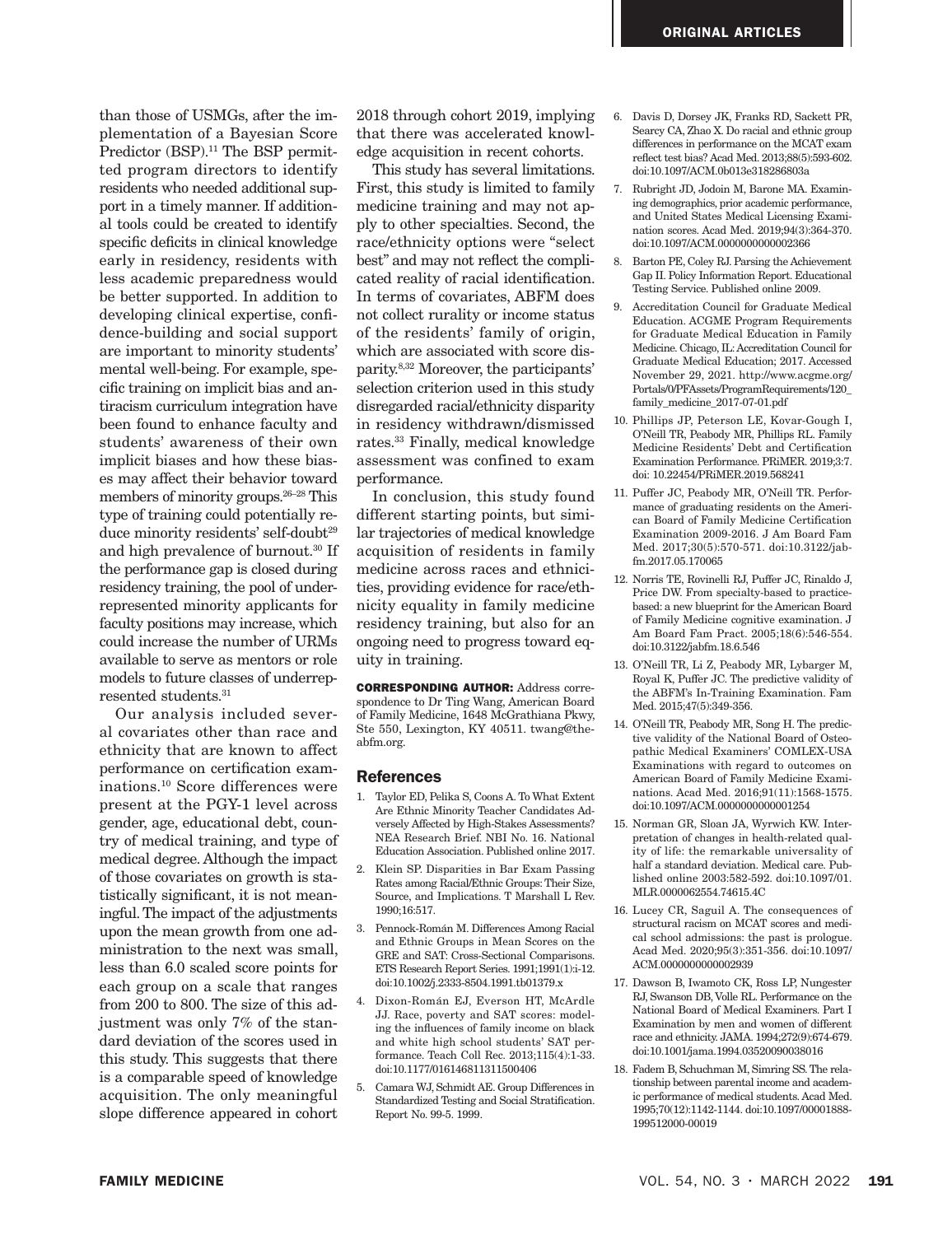than those of USMGs, after the implementation of a Bayesian Score Predictor (BSP).[11] The BSP permitted program directors to identify residents who needed additional support in a timely manner. If additional tools could be created to identify specific deficits in clinical knowledge early in residency, residents with less academic preparedness would be better supported. In addition to developing clinical expertise, confidence-building and social support are important to minority students' mental well-being. For example, specific training on implicit bias and antiracism curriculum integration have been found to enhance faculty and students' awareness of their own implicit biases and how these biases may affect their behavior toward members of minority groups.[26–28] This type of training could potentially reduce minority residents' self-doubt[29] and high prevalence of burnout.[30] If the performance gap is closed during residency training, the pool of underrepresented minority applicants for faculty positions may increase, which could increase the number of URMs available to serve as mentors or role models to future classes of underrepresented students.[31]

Our analysis included several covariates other than race and ethnicity that are known to affect performance on certification examinations.[10] Score differences were present at the PGY-1 level across gender, age, educational debt, country of medical training, and type of medical degree. Although the impact of those covariates on growth is statistically significant, it is not meaningful. The impact of the adjustments upon the mean growth from one administration to the next was small, less than 6.0 scaled score points for each group on a scale that ranges from 200 to 800. The size of this adjustment was only 7% of the standard deviation of the scores used in this study. This suggests that there is a comparable speed of knowledge acquisition. The only meaningful slope difference appeared in cohort 2018 through cohort 2019, implying that there was accelerated knowledge acquisition in recent cohorts.

This study has several limitations. First, this study is limited to family medicine training and may not apply to other specialties. Second, the race/ethnicity options were "select best" and may not reflect the complicated reality of racial identification. In terms of covariates, ABFM does not collect rurality or income status of the residents' family of origin, which are associated with score disparity.[8,32] Moreover, the participants' selection criterion used in this study disregarded racial/ethnicity disparity in residency withdrawn/dismissed rates.[33] Finally, medical knowledge assessment was confined to exam performance.

In conclusion, this study found different starting points, but similar trajectories of medical knowledge acquisition of residents in family medicine across races and ethnicities, providing evidence for race/ethnicity equality in family medicine residency training, but also for an ongoing need to progress toward equity in training.

**CORRESPONDING AUTHOR:** Address correspondence to Dr Ting Wang, American Board of Family Medicine, 1648 McGrathiana Pkwy, Ste 550, Lexington, KY 40511. twang@theabfm.org.

## References

1. Taylor ED, Pelika S, Coons A. To What Extent Are Ethnic Minority Teacher Candidates Adversely Affected by High-Stakes Assessments? NEA Research Brief. NBI No. 16. National Education Association. Published online 2017.
2. Klein SP. Disparities in Bar Exam Passing Rates among Racial/Ethnic Groups: Their Size, Source, and Implications. T Marshall L Rev. 1990;16:517.
3. Pennock-Román M. Differences Among Racial and Ethnic Groups in Mean Scores on the GRE and SAT: Cross-Sectional Comparisons. ETS Research Report Series. 1991;1991(1):i-12. doi:10.1002/j.2333-8504.1991.tb01379.x
4. Dixon-Román EJ, Everson HT, McArdle JJ. Race, poverty and SAT scores: modeling the influences of family income on black and white high school students' SAT performance. Teach Coll Rec. 2013;115(4):1-33. doi:10.1177/016146811311500406
5. Camara WJ, Schmidt AE. Group Differences in Standardized Testing and Social Stratification. Report No. 99-5. 1999.
6. Davis D, Dorsey JK, Franks RD, Sackett PR, Searcy CA, Zhao X. Do racial and ethnic group differences in performance on the MCAT exam reflect test bias? Acad Med. 2013;88(5):593-602. doi:10.1097/ACM.0b013e318286803a
7. Rubright JD, Jodoin M, Barone MA. Examining demographics, prior academic performance, and United States Medical Licensing Examination scores. Acad Med. 2019;94(3):364-370. doi:10.1097/ACM.0000000000002366
8. Barton PE, Coley RJ. Parsing the Achievement Gap II. Policy Information Report. Educational Testing Service. Published online 2009.
9. Accreditation Council for Graduate Medical Education. ACGME Program Requirements for Graduate Medical Education in Family Medicine. Chicago, IL: Accreditation Council for Graduate Medical Education; 2017. Accessed November 29, 2021. http://www.acgme.org/Portals/0/PFAssets/ProgramRequirements/120_family_medicine_2017-07-01.pdf
10. Phillips JP, Peterson LE, Kovar-Gough I, O'Neill TR, Peabody MR, Phillips RL. Family Medicine Residents' Debt and Certification Examination Performance. PRiMER. 2019;3:7. doi: 10.22454/PRiMER.2019.568241
11. Puffer JC, Peabody MR, O'Neill TR. Performance of graduating residents on the American Board of Family Medicine Certification Examination 2009-2016. J Am Board Fam Med. 2017;30(5):570-571. doi:10.3122/jabfm.2017.05.170065
12. Norris TE, Rovinelli RJ, Puffer JC, Rinaldo J, Price DW. From specialty-based to practice-based: a new blueprint for the American Board of Family Medicine cognitive examination. J Am Board Fam Pract. 2005;18(6):546-554. doi:10.3122/jabfm.18.6.546
13. O'Neill TR, Li Z, Peabody MR, Lybarger M, Royal K, Puffer JC. The predictive validity of the ABFM's In-Training Examination. Fam Med. 2015;47(5):349-356.
14. O'Neill TR, Peabody MR, Song H. The predictive validity of the National Board of Osteopathic Medical Examiners' COMLEX-USA Examinations with regard to outcomes on American Board of Family Medicine Examinations. Acad Med. 2016;91(11):1568-1575. doi:10.1097/ACM.0000000000001254
15. Norman GR, Sloan JA, Wyrwich KW. Interpretation of changes in health-related quality of life: the remarkable universality of half a standard deviation. Medical care. Published online 2003:582-592. doi:10.1097/01.MLR.0000062554.74615.4C
16. Lucey CR, Saguil A. The consequences of structural racism on MCAT scores and medical school admissions: the past is prologue. Acad Med. 2020;95(3):351-356. doi:10.1097/ACM.0000000000002939
17. Dawson B, Iwamoto CK, Ross LP, Nungester RJ, Swanson DB, Volle RL. Performance on the National Board of Medical Examiners. Part I Examination by men and women of different race and ethnicity. JAMA. 1994;272(9):674-679. doi:10.1001/jama.1994.03520090038016
18. Fadem B, Schuchman M, Simring SS. The relationship between parental income and academic performance of medical students. Acad Med. 1995;70(12):1142-1144. doi:10.1097/00001888-199512000-00019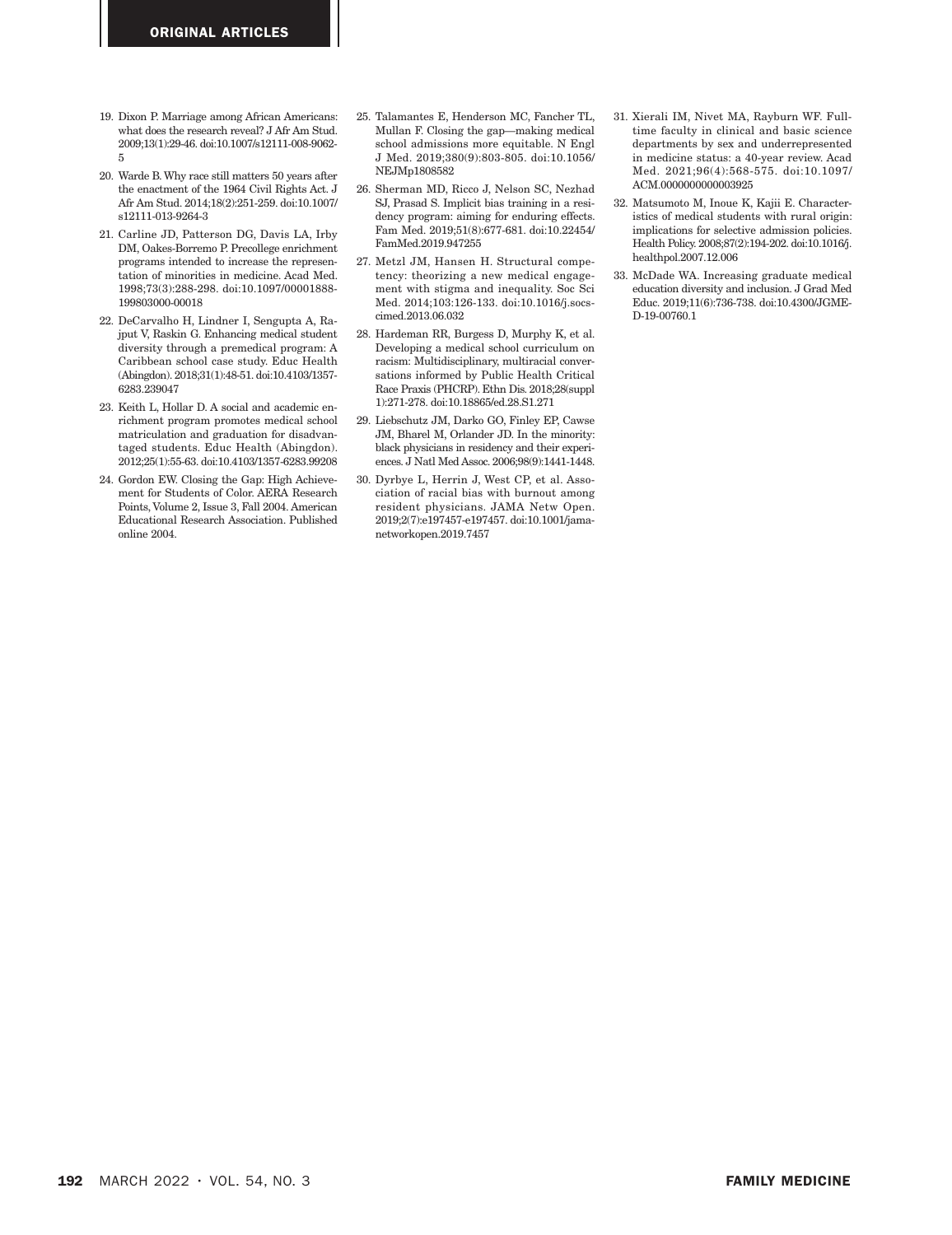19. Dixon P. Marriage among African Americans: what does the research reveal? J Afr Am Stud. 2009;13(1):29-46. doi:10.1007/s12111-008-9062-5
20. Warde B. Why race still matters 50 years after the enactment of the 1964 Civil Rights Act. J Afr Am Stud. 2014;18(2):251-259. doi:10.1007/s12111-013-9264-3
21. Carline JD, Patterson DG, Davis LA, Irby DM, Oakes-Borremo P. Precollege enrichment programs intended to increase the representation of minorities in medicine. Acad Med. 1998;73(3):288-298. doi:10.1097/00001888-199803000-00018
22. DeCarvalho H, Lindner I, Sengupta A, Rajput V, Raskin G. Enhancing medical student diversity through a premedical program: A Caribbean school case study. Educ Health (Abingdon). 2018;31(1):48-51. doi:10.4103/1357-6283.239047
23. Keith L, Hollar D. A social and academic enrichment program promotes medical school matriculation and graduation for disadvantaged students. Educ Health (Abingdon). 2012;25(1):55-63. doi:10.4103/1357-6283.99208
24. Gordon EW. Closing the Gap: High Achievement for Students of Color. AERA Research Points, Volume 2, Issue 3, Fall 2004. American Educational Research Association. Published online 2004.
25. Talamantes E, Henderson MC, Fancher TL, Mullan F. Closing the gap—making medical school admissions more equitable. N Engl J Med. 2019;380(9):803-805. doi:10.1056/NEJMp1808582
26. Sherman MD, Ricco J, Nelson SC, Nezhad SJ, Prasad S. Implicit bias training in a residency program: aiming for enduring effects. Fam Med. 2019;51(8):677-681. doi:10.22454/FamMed.2019.947255
27. Metzl JM, Hansen H. Structural competency: theorizing a new medical engagement with stigma and inequality. Soc Sci Med. 2014;103:126-133. doi:10.1016/j.socscimed.2013.06.032
28. Hardeman RR, Burgess D, Murphy K, et al. Developing a medical school curriculum on racism: Multidisciplinary, multiracial conversations informed by Public Health Critical Race Praxis (PHCRP). Ethn Dis. 2018;28(suppl 1):271-278. doi:10.18865/ed.28.S1.271
29. Liebschutz JM, Darko GO, Finley EP, Cawse JM, Bharel M, Orlander JD. In the minority: black physicians in residency and their experiences. J Natl Med Assoc. 2006;98(9):1441-1448.
30. Dyrbye L, Herrin J, West CP, et al. Association of racial bias with burnout among resident physicians. JAMA Netw Open. 2019;2(7):e197457-e197457. doi:10.1001/jamanetworkopen.2019.7457
31. Xierali IM, Nivet MA, Rayburn WF. Full-time faculty in clinical and basic science departments by sex and underrepresented in medicine status: a 40-year review. Acad Med. 2021;96(4):568-575. doi:10.1097/ACM.0000000000003925
32. Matsumoto M, Inoue K, Kajii E. Characteristics of medical students with rural origin: implications for selective admission policies. Health Policy. 2008;87(2):194-202. doi:10.1016/j.healthpol.2007.12.006
33. McDade WA. Increasing graduate medical education diversity and inclusion. J Grad Med Educ. 2019;11(6):736-738. doi:10.4300/JGME-D-19-00760.1